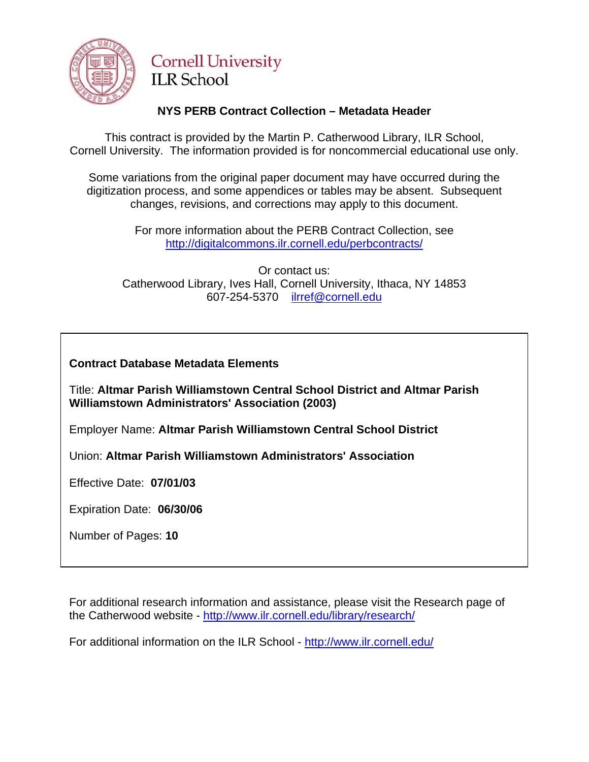Cornell University
ILR School

## NYS PERB Contract Collection – Metadata Header

This contract is provided by the Martin P. Catherwood Library, ILR School, Cornell University. The information provided is for noncommercial educational use only.

Some variations from the original paper document may have occurred during the digitization process, and some appendices or tables may be absent. Subsequent changes, revisions, and corrections may apply to this document.

For more information about the PERB Contract Collection, see http://digitalcommons.ilr.cornell.edu/perbcontracts/

Or contact us:
Catherwood Library, Ives Hall, Cornell University, Ithaca, NY 14853
607-254-5370 ilrref@cornell.edu

**Contract Database Metadata Elements**

Title: **Altmar Parish Williamstown Central School District and Altmar Parish Williamstown Administrators' Association (2003)**

Employer Name: **Altmar Parish Williamstown Central School District**

Union: **Altmar Parish Williamstown Administrators' Association**

Effective Date: **07/01/03**

Expiration Date: **06/30/06**

Number of Pages: **10**

For additional research information and assistance, please visit the Research page of the Catherwood website - http://www.ilr.cornell.edu/library/research/

For additional information on the ILR School - http://www.ilr.cornell.edu/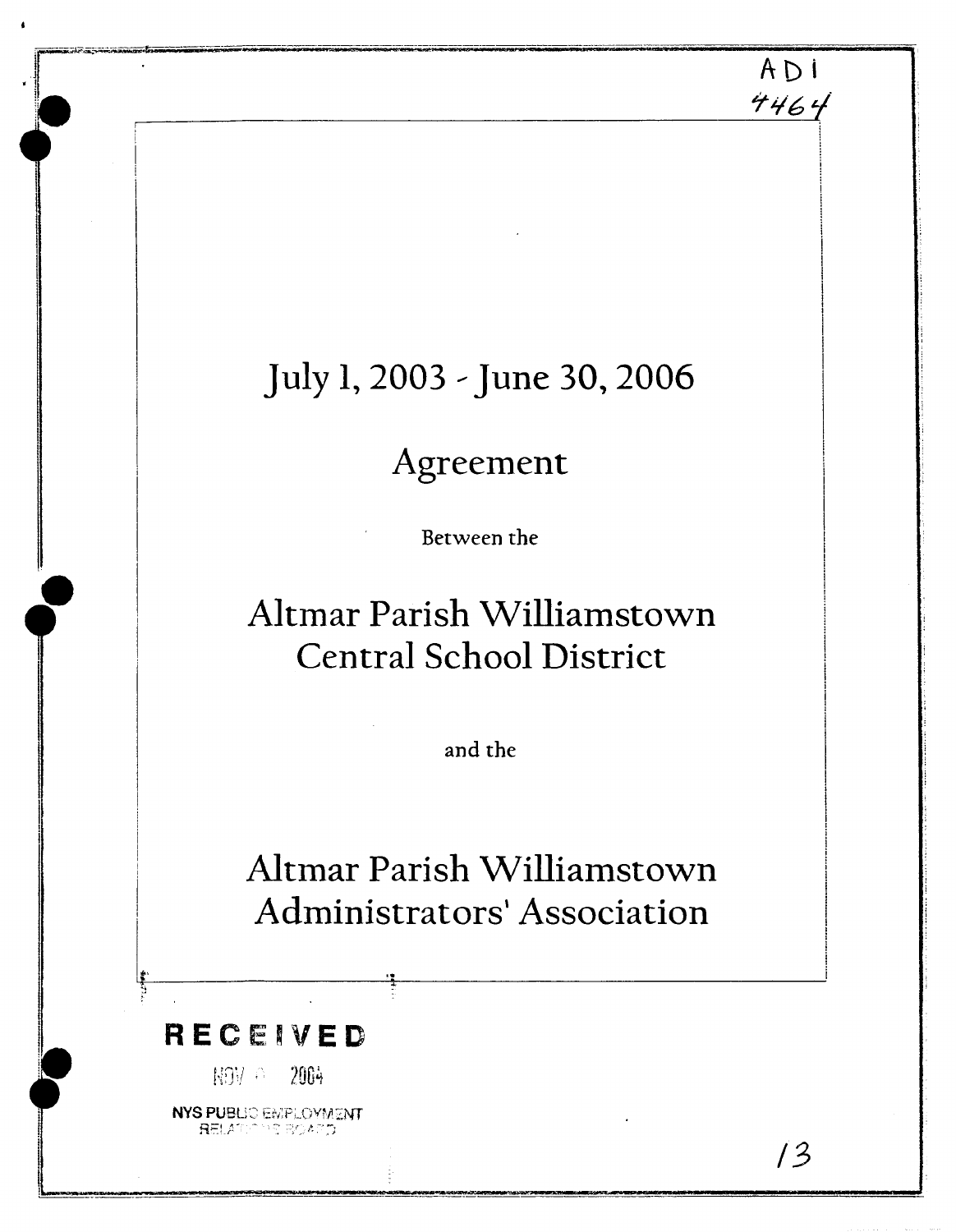ADI 4464

# July 1, 2003 - June 30, 2006

## Agreement

Between the

## Altmar Parish Williamstown Central School District

and the

## Altmar Parish Williamstown Administrators' Association

**RECEIVED**

NOV 2004

NYS PUBLIC EMPLOYMENT RELATIONS BOARD

13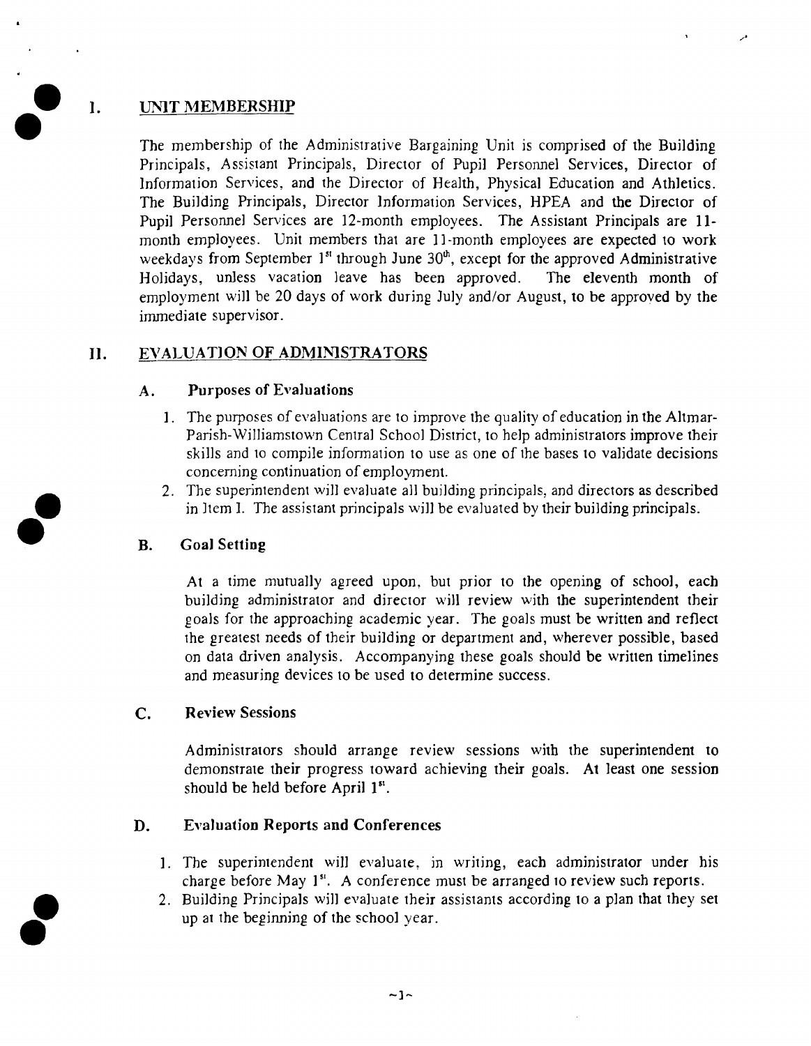## I. UNIT MEMBERSHIP

The membership of the Administrative Bargaining Unit is comprised of the Building Principals, Assistant Principals, Director of Pupil Personnel Services, Director of Information Services, and the Director of Health, Physical Education and Athletics. The Building Principals, Director Information Services, HPEA and the Director of Pupil Personnel Services are 12-month employees. The Assistant Principals are 11-month employees. Unit members that are 11-month employees are expected to work weekdays from September 1st through June 30th, except for the approved Administrative Holidays, unless vacation leave has been approved. The eleventh month of employment will be 20 days of work during July and/or August, to be approved by the immediate supervisor.

## II. EVALUATION OF ADMINISTRATORS

### A. Purposes of Evaluations

1. The purposes of evaluations are to improve the quality of education in the Altmar-Parish-Williamstown Central School District, to help administrators improve their skills and to compile information to use as one of the bases to validate decisions concerning continuation of employment.
2. The superintendent will evaluate all building principals, and directors as described in Item I. The assistant principals will be evaluated by their building principals.

### B. Goal Setting

At a time mutually agreed upon, but prior to the opening of school, each building administrator and director will review with the superintendent their goals for the approaching academic year. The goals must be written and reflect the greatest needs of their building or department and, wherever possible, based on data driven analysis. Accompanying these goals should be written timelines and measuring devices to be used to determine success.

### C. Review Sessions

Administrators should arrange review sessions with the superintendent to demonstrate their progress toward achieving their goals. At least one session should be held before April 1st.

### D. Evaluation Reports and Conferences

1. The superintendent will evaluate, in writing, each administrator under his charge before May 1st. A conference must be arranged to review such reports.
2. Building Principals will evaluate their assistants according to a plan that they set up at the beginning of the school year.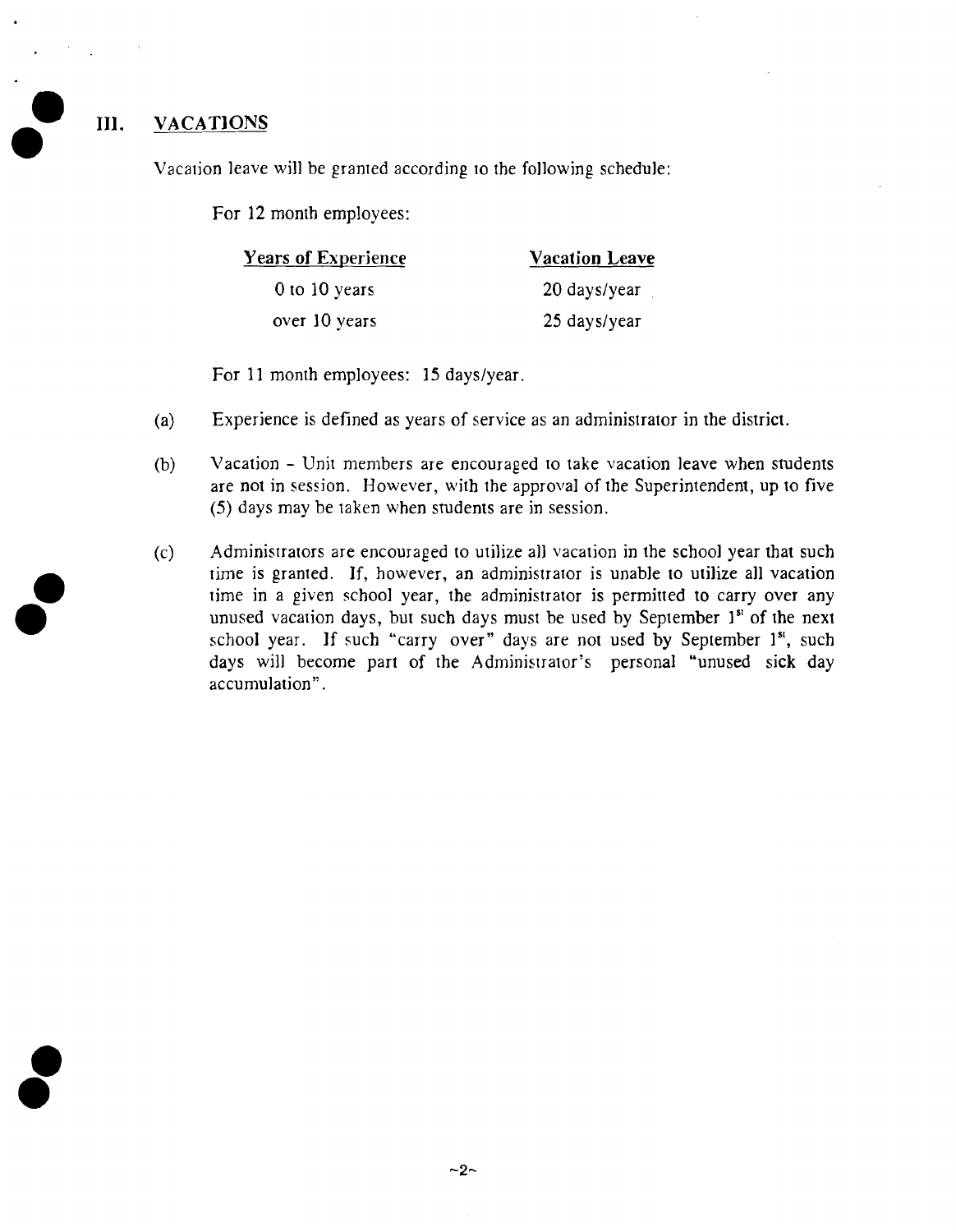## III. VACATIONS

Vacation leave will be granted according to the following schedule:

For 12 month employees:

| Years of Experience | Vacation Leave |
|---|---|
| 0 to 10 years | 20 days/year |
| over 10 years | 25 days/year |

For 11 month employees: 15 days/year.

(a) Experience is defined as years of service as an administrator in the district.

(b) Vacation - Unit members are encouraged to take vacation leave when students are not in session. However, with the approval of the Superintendent, up to five (5) days may be taken when students are in session.

(c) Administrators are encouraged to utilize all vacation in the school year that such time is granted. If, however, an administrator is unable to utilize all vacation time in a given school year, the administrator is permitted to carry over any unused vacation days, but such days must be used by September 1st of the next school year. If such "carry over" days are not used by September 1st, such days will become part of the Administrator's personal "unused sick day accumulation".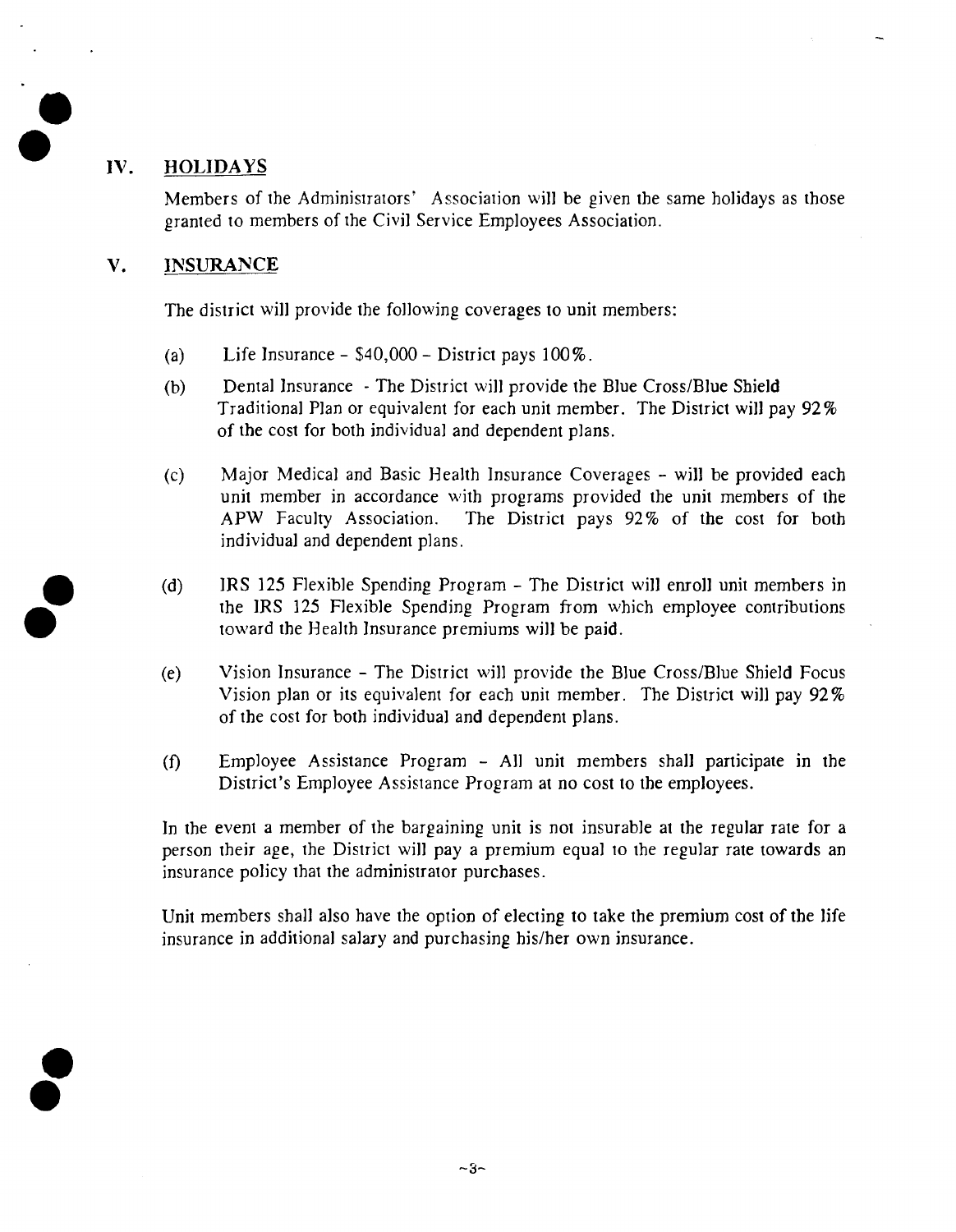## IV. HOLIDAYS

Members of the Administrators' Association will be given the same holidays as those granted to members of the Civil Service Employees Association.

## V. INSURANCE

The district will provide the following coverages to unit members:

(a) Life Insurance - $40,000 - District pays 100%.

(b) Dental Insurance - The District will provide the Blue Cross/Blue Shield Traditional Plan or equivalent for each unit member. The District will pay 92% of the cost for both individual and dependent plans.

(c) Major Medical and Basic Health Insurance Coverages - will be provided each unit member in accordance with programs provided the unit members of the APW Faculty Association. The District pays 92% of the cost for both individual and dependent plans.

(d) IRS 125 Flexible Spending Program - The District will enroll unit members in the IRS 125 Flexible Spending Program from which employee contributions toward the Health Insurance premiums will be paid.

(e) Vision Insurance - The District will provide the Blue Cross/Blue Shield Focus Vision plan or its equivalent for each unit member. The District will pay 92% of the cost for both individual and dependent plans.

(f) Employee Assistance Program - All unit members shall participate in the District's Employee Assistance Program at no cost to the employees.

In the event a member of the bargaining unit is not insurable at the regular rate for a person their age, the District will pay a premium equal to the regular rate towards an insurance policy that the administrator purchases.

Unit members shall also have the option of electing to take the premium cost of the life insurance in additional salary and purchasing his/her own insurance.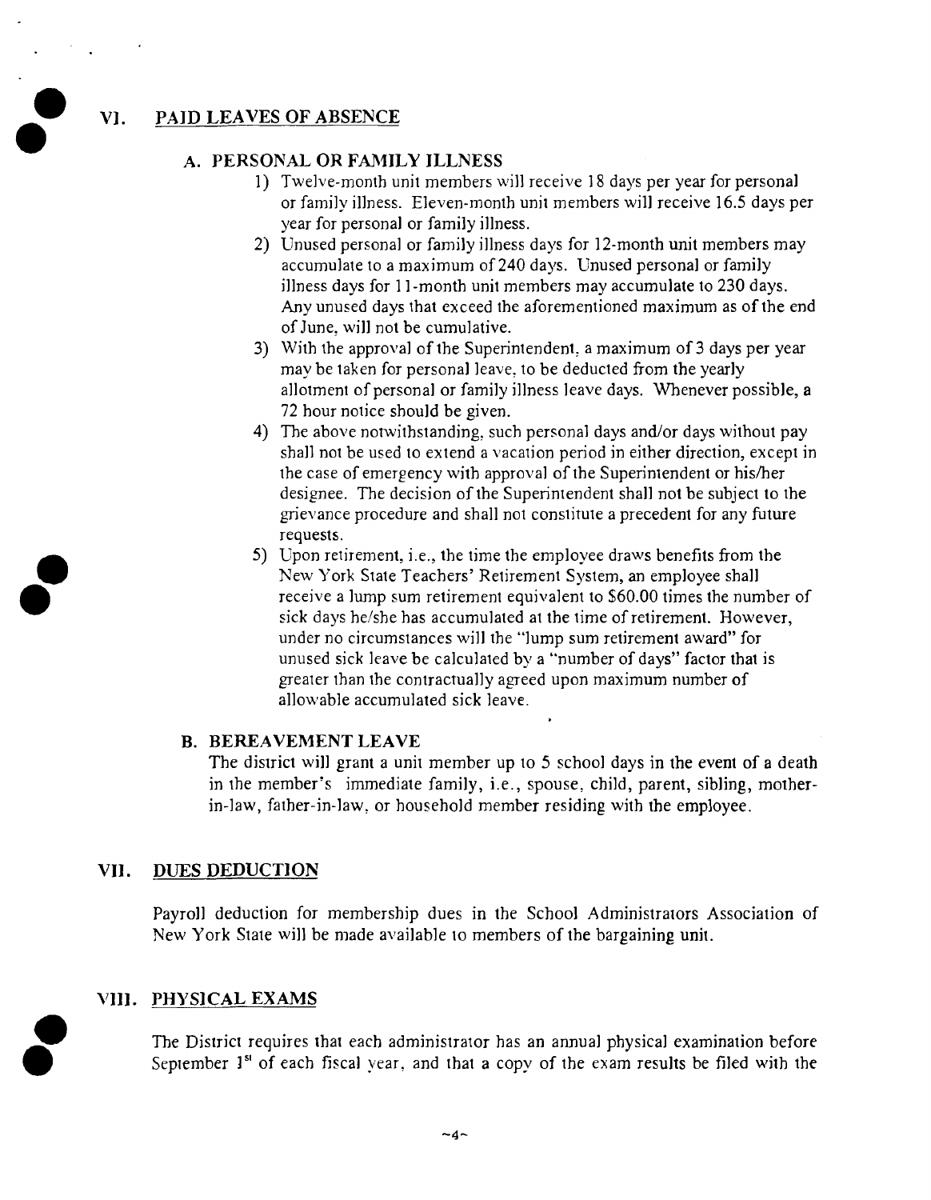## VI. PAID LEAVES OF ABSENCE

### A. PERSONAL OR FAMILY ILLNESS

1) Twelve-month unit members will receive 18 days per year for personal or family illness. Eleven-month unit members will receive 16.5 days per year for personal or family illness.
2) Unused personal or family illness days for 12-month unit members may accumulate to a maximum of 240 days. Unused personal or family illness days for 11-month unit members may accumulate to 230 days. Any unused days that exceed the aforementioned maximum as of the end of June, will not be cumulative.
3) With the approval of the Superintendent, a maximum of 3 days per year may be taken for personal leave, to be deducted from the yearly allotment of personal or family illness leave days. Whenever possible, a 72 hour notice should be given.
4) The above notwithstanding, such personal days and/or days without pay shall not be used to extend a vacation period in either direction, except in the case of emergency with approval of the Superintendent or his/her designee. The decision of the Superintendent shall not be subject to the grievance procedure and shall not constitute a precedent for any future requests.
5) Upon retirement, i.e., the time the employee draws benefits from the New York State Teachers' Retirement System, an employee shall receive a lump sum retirement equivalent to $60.00 times the number of sick days he/she has accumulated at the time of retirement. However, under no circumstances will the "lump sum retirement award" for unused sick leave be calculated by a "number of days" factor that is greater than the contractually agreed upon maximum number of allowable accumulated sick leave.

### B. BEREAVEMENT LEAVE

The district will grant a unit member up to 5 school days in the event of a death in the member's immediate family, i.e., spouse, child, parent, sibling, mother-in-law, father-in-law, or household member residing with the employee.

## VII. DUES DEDUCTION

Payroll deduction for membership dues in the School Administrators Association of New York State will be made available to members of the bargaining unit.

## VIII. PHYSICAL EXAMS

The District requires that each administrator has an annual physical examination before September 1st of each fiscal year, and that a copy of the exam results be filed with the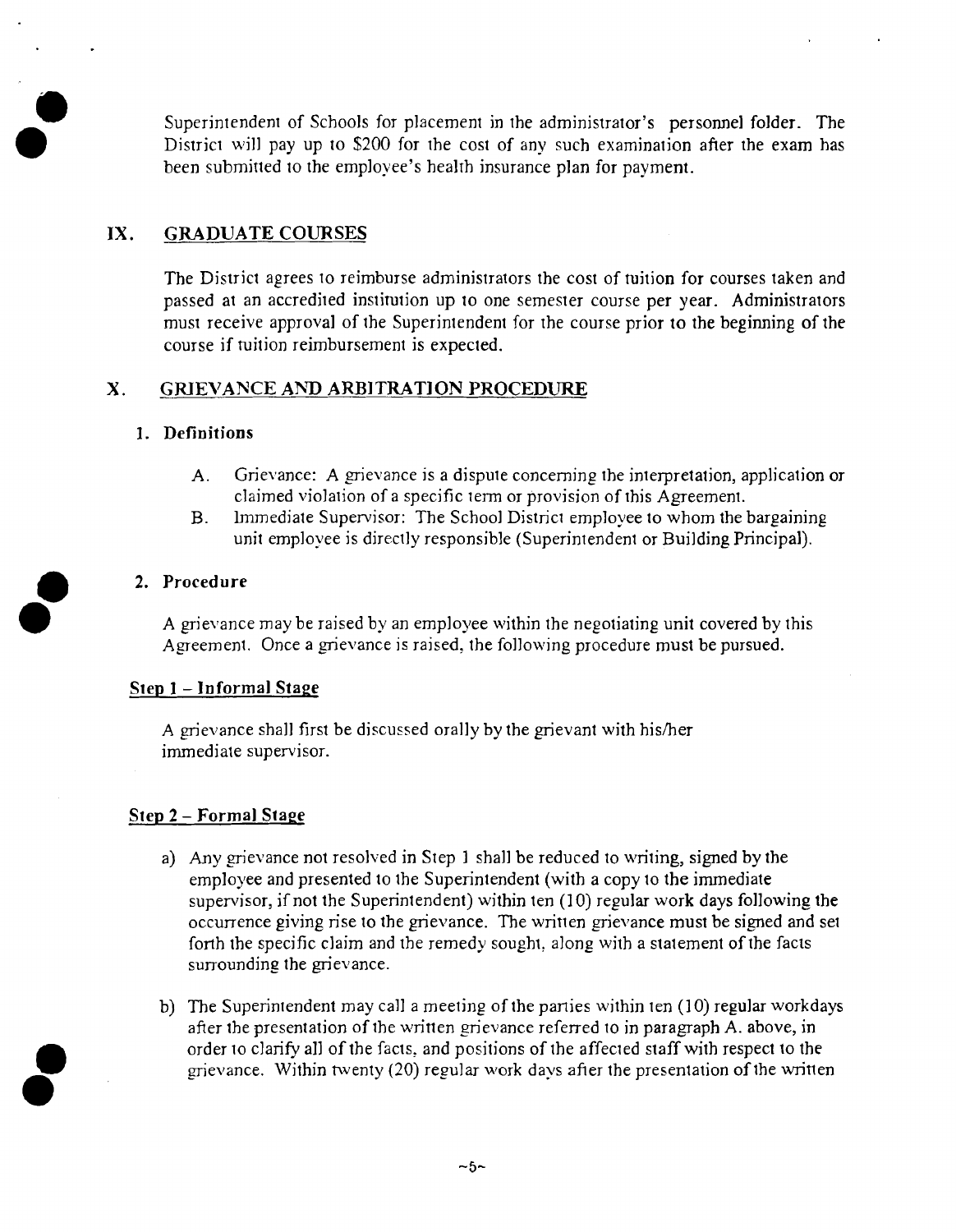Superintendent of Schools for placement in the administrator's personnel folder. The District will pay up to $200 for the cost of any such examination after the exam has been submitted to the employee's health insurance plan for payment.

## IX. GRADUATE COURSES

The District agrees to reimburse administrators the cost of tuition for courses taken and passed at an accredited institution up to one semester course per year. Administrators must receive approval of the Superintendent for the course prior to the beginning of the course if tuition reimbursement is expected.

## X. GRIEVANCE AND ARBITRATION PROCEDURE

### 1. Definitions

A. Grievance: A grievance is a dispute concerning the interpretation, application or claimed violation of a specific term or provision of this Agreement.

B. Immediate Supervisor: The School District employee to whom the bargaining unit employee is directly responsible (Superintendent or Building Principal).

### 2. Procedure

A grievance may be raised by an employee within the negotiating unit covered by this Agreement. Once a grievance is raised, the following procedure must be pursued.

**Step 1 – Informal Stage**

A grievance shall first be discussed orally by the grievant with his/her immediate supervisor.

**Step 2 – Formal Stage**

a) Any grievance not resolved in Step 1 shall be reduced to writing, signed by the employee and presented to the Superintendent (with a copy to the immediate supervisor, if not the Superintendent) within ten (10) regular work days following the occurrence giving rise to the grievance. The written grievance must be signed and set forth the specific claim and the remedy sought, along with a statement of the facts surrounding the grievance.

b) The Superintendent may call a meeting of the parties within ten (10) regular workdays after the presentation of the written grievance referred to in paragraph A. above, in order to clarify all of the facts, and positions of the affected staff with respect to the grievance. Within twenty (20) regular work days after the presentation of the written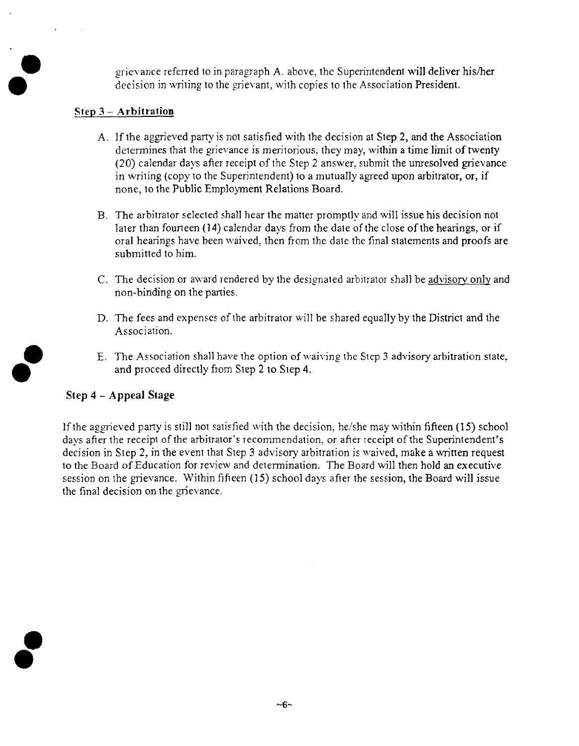grievance referred to in paragraph A. above, the Superintendent will deliver his/her decision in writing to the grievant, with copies to the Association President.

### Step 3 – Arbitration

A. If the aggrieved party is not satisfied with the decision at Step 2, and the Association determines that the grievance is meritorious, they may, within a time limit of twenty (20) calendar days after receipt of the Step 2 answer, submit the unresolved grievance in writing (copy to the Superintendent) to a mutually agreed upon arbitrator, or, if none, to the Public Employment Relations Board.

B. The arbitrator selected shall hear the matter promptly and will issue his decision not later than fourteen (14) calendar days from the date of the close of the hearings, or if oral hearings have been waived, then from the date the final statements and proofs are submitted to him.

C. The decision or award rendered by the designated arbitrator shall be advisory only and non-binding on the parties.

D. The fees and expenses of the arbitrator will be shared equally by the District and the Association.

E. The Association shall have the option of waiving the Step 3 advisory arbitration state, and proceed directly from Step 2 to Step 4.

### Step 4 – Appeal Stage

If the aggrieved party is still not satisfied with the decision, he/she may within fifteen (15) school days after the receipt of the arbitrator's recommendation, or after receipt of the Superintendent's decision in Step 2, in the event that Step 3 advisory arbitration is waived, make a written request to the Board of Education for review and determination. The Board will then hold an executive session on the grievance. Within fifteen (15) school days after the session, the Board will issue the final decision on the grievance.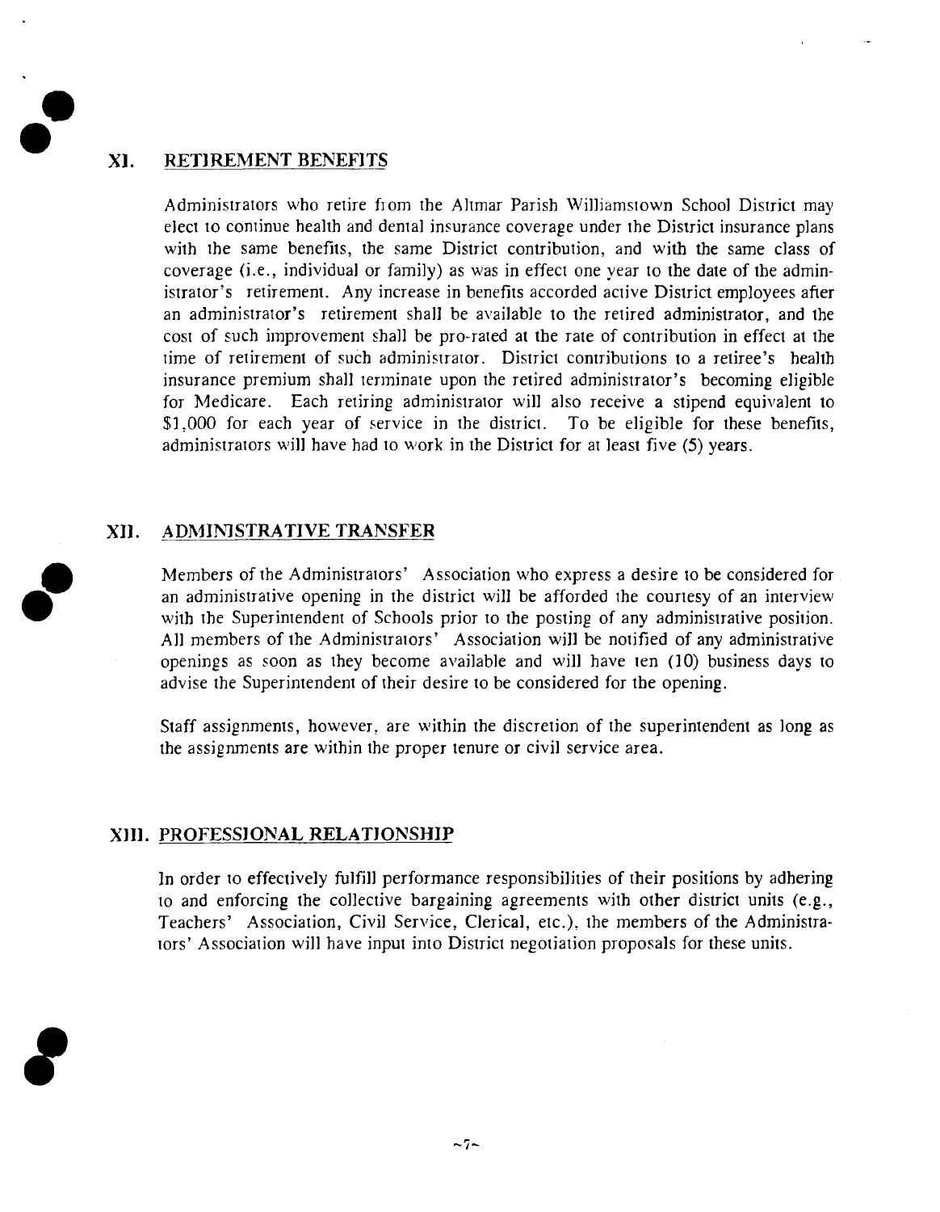## XI. RETIREMENT BENEFITS

Administrators who retire from the Altmar Parish Williamstown School District may elect to continue health and dental insurance coverage under the District insurance plans with the same benefits, the same District contribution, and with the same class of coverage (i.e., individual or family) as was in effect one year to the date of the administrator's retirement. Any increase in benefits accorded active District employees after an administrator's retirement shall be available to the retired administrator, and the cost of such improvement shall be pro-rated at the rate of contribution in effect at the time of retirement of such administrator. District contributions to a retiree's health insurance premium shall terminate upon the retired administrator's becoming eligible for Medicare. Each retiring administrator will also receive a stipend equivalent to $1,000 for each year of service in the district. To be eligible for these benefits, administrators will have had to work in the District for at least five (5) years.

## XII. ADMINISTRATIVE TRANSFER

Members of the Administrators' Association who express a desire to be considered for an administrative opening in the district will be afforded the courtesy of an interview with the Superintendent of Schools prior to the posting of any administrative position. All members of the Administrators' Association will be notified of any administrative openings as soon as they become available and will have ten (10) business days to advise the Superintendent of their desire to be considered for the opening.

Staff assignments, however, are within the discretion of the superintendent as long as the assignments are within the proper tenure or civil service area.

## XIII. PROFESSIONAL RELATIONSHIP

In order to effectively fulfill performance responsibilities of their positions by adhering to and enforcing the collective bargaining agreements with other district units (e.g., Teachers' Association, Civil Service, Clerical, etc.), the members of the Administrators' Association will have input into District negotiation proposals for these units.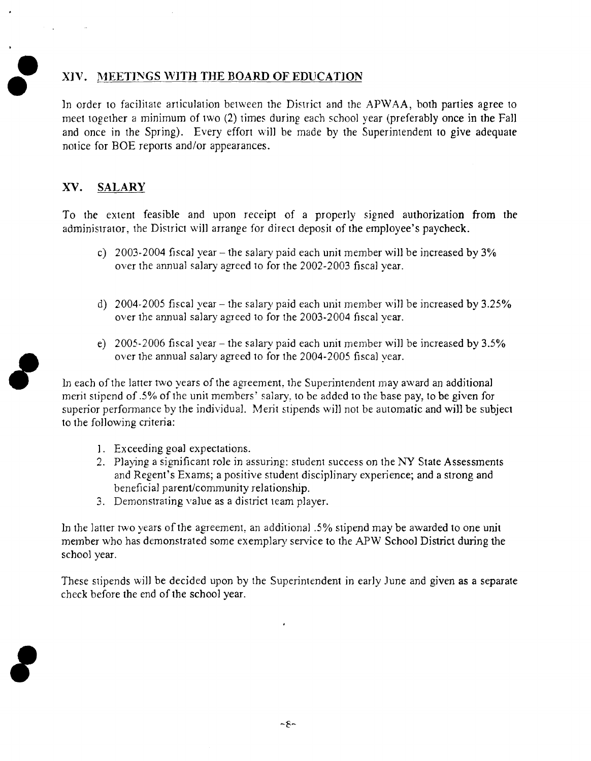## XIV. MEETINGS WITH THE BOARD OF EDUCATION

In order to facilitate articulation between the District and the APWAA, both parties agree to meet together a minimum of two (2) times during each school year (preferably once in the Fall and once in the Spring). Every effort will be made by the Superintendent to give adequate notice for BOE reports and/or appearances.

## XV. SALARY

To the extent feasible and upon receipt of a properly signed authorization from the administrator, the District will arrange for direct deposit of the employee's paycheck.

c) 2003-2004 fiscal year – the salary paid each unit member will be increased by 3% over the annual salary agreed to for the 2002-2003 fiscal year.

d) 2004-2005 fiscal year – the salary paid each unit member will be increased by 3.25% over the annual salary agreed to for the 2003-2004 fiscal year.

e) 2005-2006 fiscal year – the salary paid each unit member will be increased by 3.5% over the annual salary agreed to for the 2004-2005 fiscal year.

In each of the latter two years of the agreement, the Superintendent may award an additional merit stipend of .5% of the unit members' salary, to be added to the base pay, to be given for superior performance by the individual. Merit stipends will not be automatic and will be subject to the following criteria:

1. Exceeding goal expectations.
2. Playing a significant role in assuring: student success on the NY State Assessments and Regent's Exams; a positive student disciplinary experience; and a strong and beneficial parent/community relationship.
3. Demonstrating value as a district team player.

In the latter two years of the agreement, an additional .5% stipend may be awarded to one unit member who has demonstrated some exemplary service to the APW School District during the school year.

These stipends will be decided upon by the Superintendent in early June and given as a separate check before the end of the school year.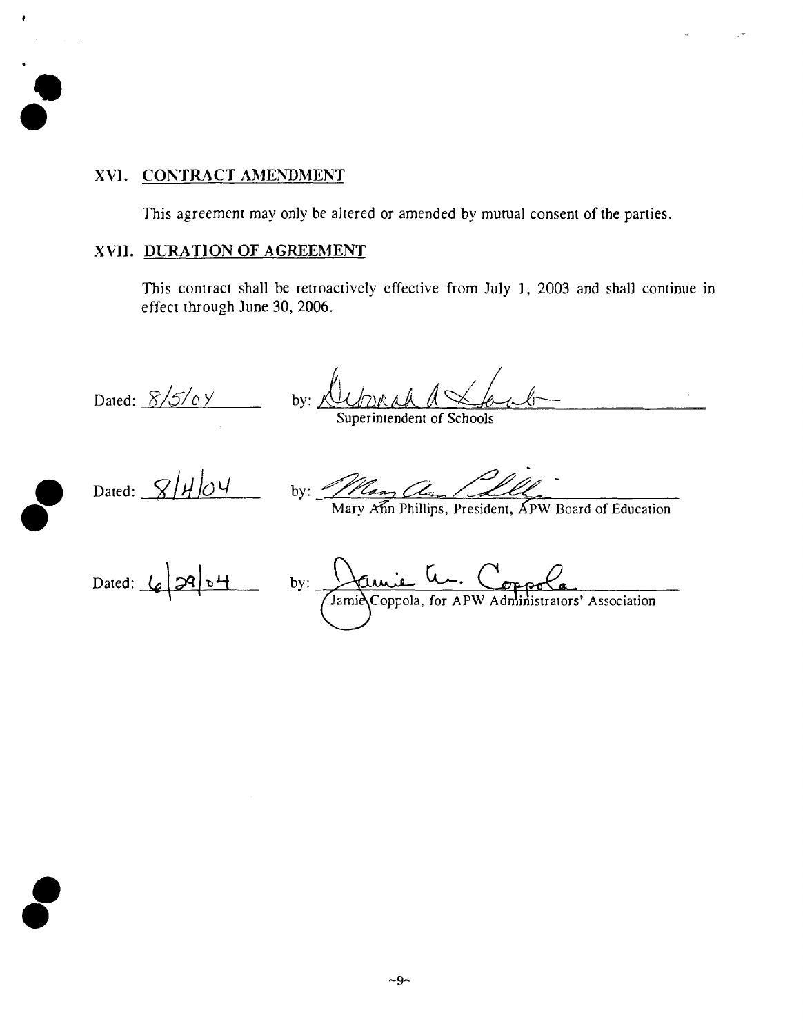## XVI. CONTRACT AMENDMENT

This agreement may only be altered or amended by mutual consent of the parties.

## XVII. DURATION OF AGREEMENT

This contract shall be retroactively effective from July 1, 2003 and shall continue in effect through June 30, 2006.

Dated: 8/5/04 by: ______________________
Superintendent of Schools

Dated: 8/4/04 by: ______________________
Mary Ann Phillips, President, APW Board of Education

Dated: 6/29/04 by: ______________________
Jamie Coppola, for APW Administrators' Association